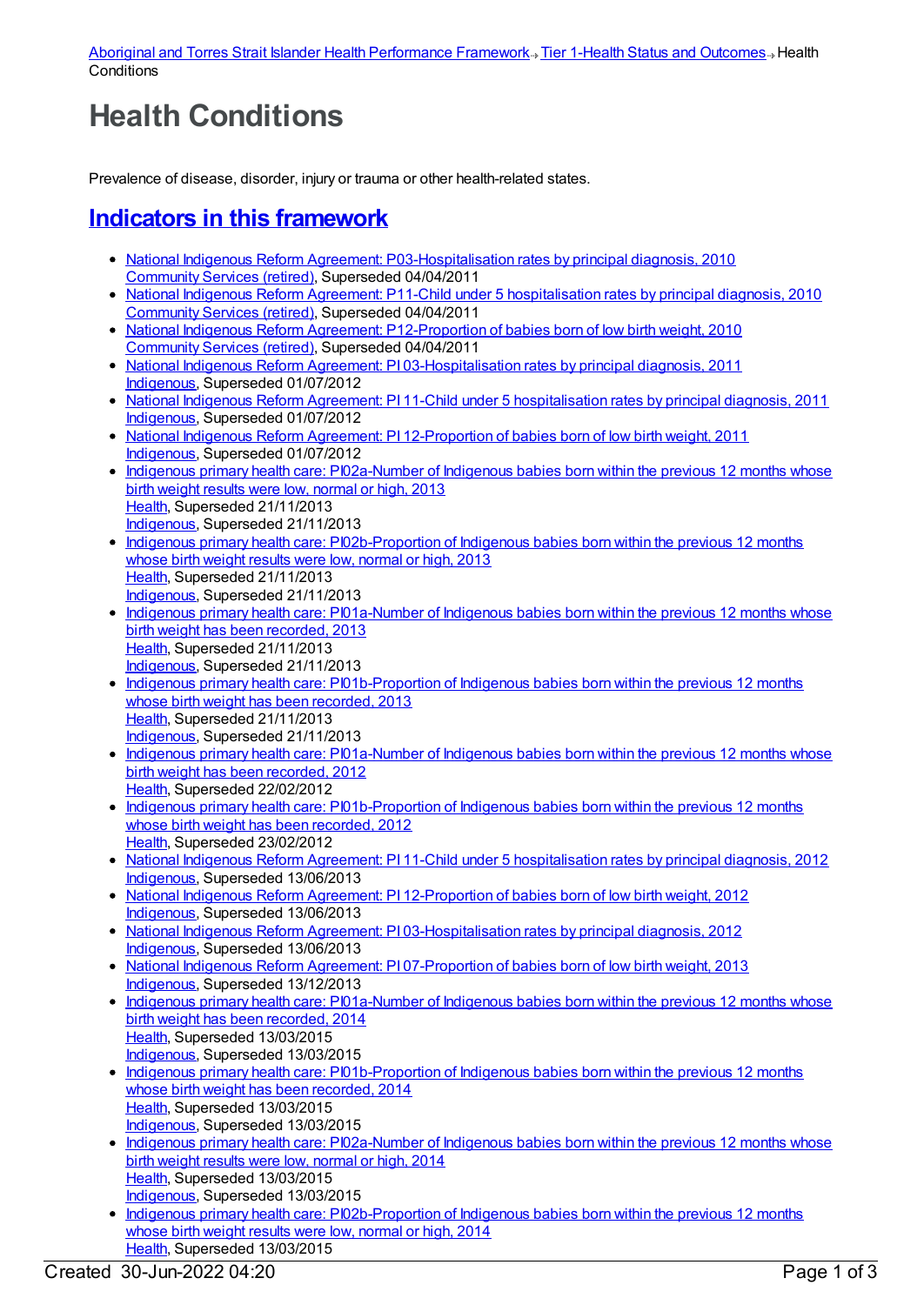Aboriginal and Torres Strait Islander Health Performance Framework → Tier 1-Health Status and Outcomes → Health Conditions

# Health Conditions

Prevalence of disease, disorder, injury or trauma or other health-related states.

## Indicators in this framework

- National Indigenous Reform Agreement: P03-Hospitalisation rates by principal diagnosis, 2010
  Community Services (retired), Superseded 04/04/2011
- National Indigenous Reform Agreement: P11-Child under 5 hospitalisation rates by principal diagnosis, 2010
  Community Services (retired), Superseded 04/04/2011
- National Indigenous Reform Agreement: P12-Proportion of babies born of low birth weight, 2010
  Community Services (retired), Superseded 04/04/2011
- National Indigenous Reform Agreement: PI 03-Hospitalisation rates by principal diagnosis, 2011
  Indigenous, Superseded 01/07/2012
- National Indigenous Reform Agreement: PI 11-Child under 5 hospitalisation rates by principal diagnosis, 2011
  Indigenous, Superseded 01/07/2012
- National Indigenous Reform Agreement: PI 12-Proportion of babies born of low birth weight, 2011
  Indigenous, Superseded 01/07/2012
- Indigenous primary health care: PI02a-Number of Indigenous babies born within the previous 12 months whose birth weight results were low, normal or high, 2013
  Health, Superseded 21/11/2013
  Indigenous, Superseded 21/11/2013
- Indigenous primary health care: PI02b-Proportion of Indigenous babies born within the previous 12 months whose birth weight results were low, normal or high, 2013
  Health, Superseded 21/11/2013
  Indigenous, Superseded 21/11/2013
- Indigenous primary health care: PI01a-Number of Indigenous babies born within the previous 12 months whose birth weight has been recorded, 2013
  Health, Superseded 21/11/2013
  Indigenous, Superseded 21/11/2013
- Indigenous primary health care: PI01b-Proportion of Indigenous babies born within the previous 12 months whose birth weight has been recorded, 2013
  Health, Superseded 21/11/2013
  Indigenous, Superseded 21/11/2013
- Indigenous primary health care: PI01a-Number of Indigenous babies born within the previous 12 months whose birth weight has been recorded, 2012
  Health, Superseded 22/02/2012
- Indigenous primary health care: PI01b-Proportion of Indigenous babies born within the previous 12 months whose birth weight has been recorded, 2012
  Health, Superseded 23/02/2012
- National Indigenous Reform Agreement: PI 11-Child under 5 hospitalisation rates by principal diagnosis, 2012
  Indigenous, Superseded 13/06/2013
- National Indigenous Reform Agreement: PI 12-Proportion of babies born of low birth weight, 2012
  Indigenous, Superseded 13/06/2013
- National Indigenous Reform Agreement: PI 03-Hospitalisation rates by principal diagnosis, 2012
  Indigenous, Superseded 13/06/2013
- National Indigenous Reform Agreement: PI 07-Proportion of babies born of low birth weight, 2013
  Indigenous, Superseded 13/12/2013
- Indigenous primary health care: PI01a-Number of Indigenous babies born within the previous 12 months whose birth weight has been recorded, 2014
  Health, Superseded 13/03/2015
  Indigenous, Superseded 13/03/2015
- Indigenous primary health care: PI01b-Proportion of Indigenous babies born within the previous 12 months whose birth weight has been recorded, 2014
  Health, Superseded 13/03/2015
  Indigenous, Superseded 13/03/2015
- Indigenous primary health care: PI02a-Number of Indigenous babies born within the previous 12 months whose birth weight results were low, normal or high, 2014
  Health, Superseded 13/03/2015
  Indigenous, Superseded 13/03/2015
- Indigenous primary health care: PI02b-Proportion of Indigenous babies born within the previous 12 months whose birth weight results were low, normal or high, 2014
  Health, Superseded 13/03/2015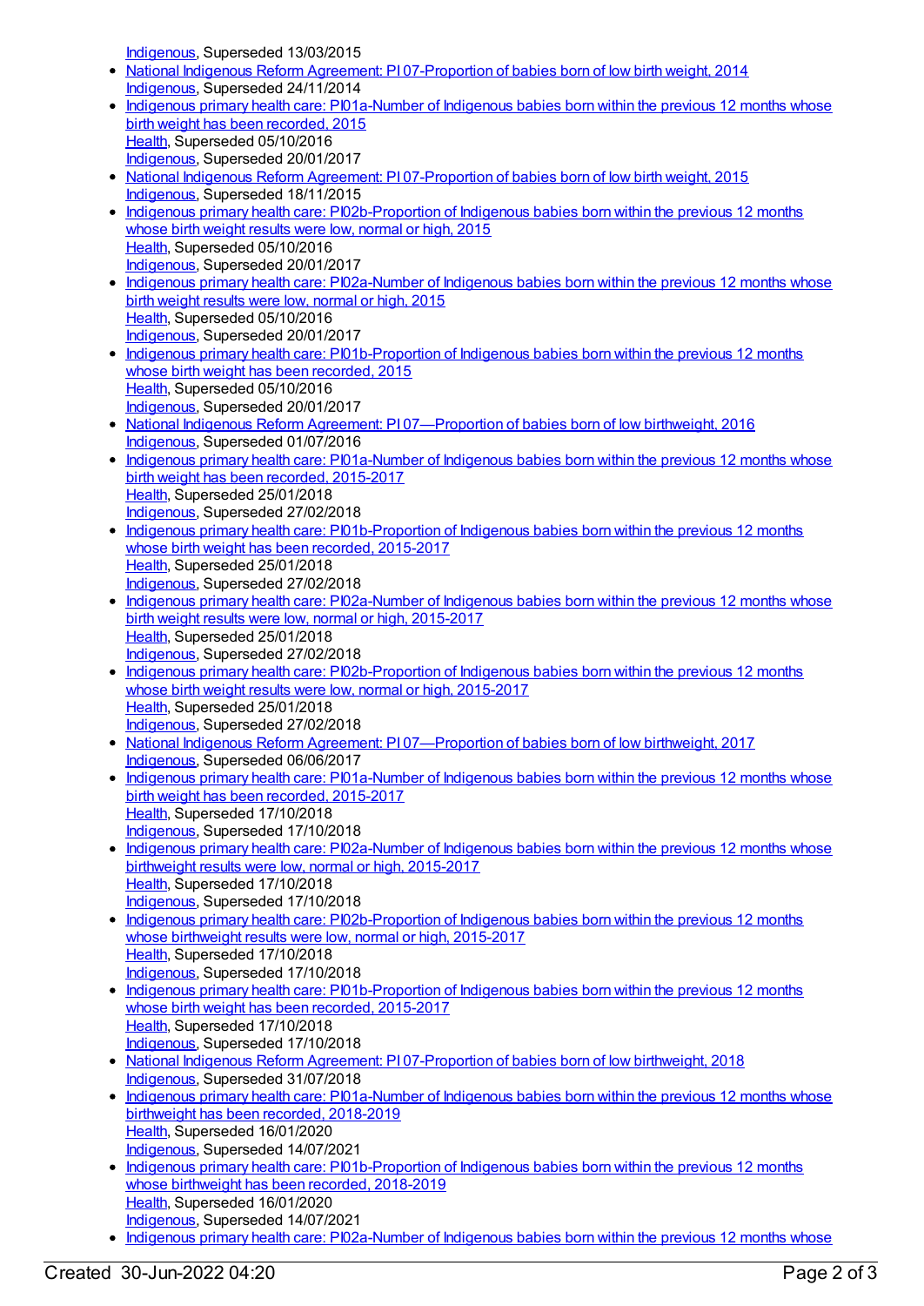Indigenous, Superseded 13/03/2015
- National Indigenous Reform Agreement: PI 07-Proportion of babies born of low birth weight, 2014
Indigenous, Superseded 24/11/2014
- Indigenous primary health care: PI01a-Number of Indigenous babies born within the previous 12 months whose birth weight has been recorded, 2015
Health, Superseded 05/10/2016
Indigenous, Superseded 20/01/2017
- National Indigenous Reform Agreement: PI 07-Proportion of babies born of low birth weight, 2015
Indigenous, Superseded 18/11/2015
- Indigenous primary health care: PI02b-Proportion of Indigenous babies born within the previous 12 months whose birth weight results were low, normal or high, 2015
Health, Superseded 05/10/2016
Indigenous, Superseded 20/01/2017
- Indigenous primary health care: PI02a-Number of Indigenous babies born within the previous 12 months whose birth weight results were low, normal or high, 2015
Health, Superseded 05/10/2016
Indigenous, Superseded 20/01/2017
- Indigenous primary health care: PI01b-Proportion of Indigenous babies born within the previous 12 months whose birth weight has been recorded, 2015
Health, Superseded 05/10/2016
Indigenous, Superseded 20/01/2017
- National Indigenous Reform Agreement: PI 07—Proportion of babies born of low birthweight, 2016
Indigenous, Superseded 01/07/2016
- Indigenous primary health care: PI01a-Number of Indigenous babies born within the previous 12 months whose birth weight has been recorded, 2015-2017
Health, Superseded 25/01/2018
Indigenous, Superseded 27/02/2018
- Indigenous primary health care: PI01b-Proportion of Indigenous babies born within the previous 12 months whose birth weight has been recorded, 2015-2017
Health, Superseded 25/01/2018
Indigenous, Superseded 27/02/2018
- Indigenous primary health care: PI02a-Number of Indigenous babies born within the previous 12 months whose birth weight results were low, normal or high, 2015-2017
Health, Superseded 25/01/2018
Indigenous, Superseded 27/02/2018
- Indigenous primary health care: PI02b-Proportion of Indigenous babies born within the previous 12 months whose birth weight results were low, normal or high, 2015-2017
Health, Superseded 25/01/2018
Indigenous, Superseded 27/02/2018
- National Indigenous Reform Agreement: PI 07—Proportion of babies born of low birthweight, 2017
Indigenous, Superseded 06/06/2017
- Indigenous primary health care: PI01a-Number of Indigenous babies born within the previous 12 months whose birth weight has been recorded, 2015-2017
Health, Superseded 17/10/2018
Indigenous, Superseded 17/10/2018
- Indigenous primary health care: PI02a-Number of Indigenous babies born within the previous 12 months whose birthweight results were low, normal or high, 2015-2017
Health, Superseded 17/10/2018
Indigenous, Superseded 17/10/2018
- Indigenous primary health care: PI02b-Proportion of Indigenous babies born within the previous 12 months whose birthweight results were low, normal or high, 2015-2017
Health, Superseded 17/10/2018
Indigenous, Superseded 17/10/2018
- Indigenous primary health care: PI01b-Proportion of Indigenous babies born within the previous 12 months whose birth weight has been recorded, 2015-2017
Health, Superseded 17/10/2018
Indigenous, Superseded 17/10/2018
- National Indigenous Reform Agreement: PI 07-Proportion of babies born of low birthweight, 2018
Indigenous, Superseded 31/07/2018
- Indigenous primary health care: PI01a-Number of Indigenous babies born within the previous 12 months whose birthweight has been recorded, 2018-2019
Health, Superseded 16/01/2020
Indigenous, Superseded 14/07/2021
- Indigenous primary health care: PI01b-Proportion of Indigenous babies born within the previous 12 months whose birthweight has been recorded, 2018-2019
Health, Superseded 16/01/2020
Indigenous, Superseded 14/07/2021
- Indigenous primary health care: PI02a-Number of Indigenous babies born within the previous 12 months whose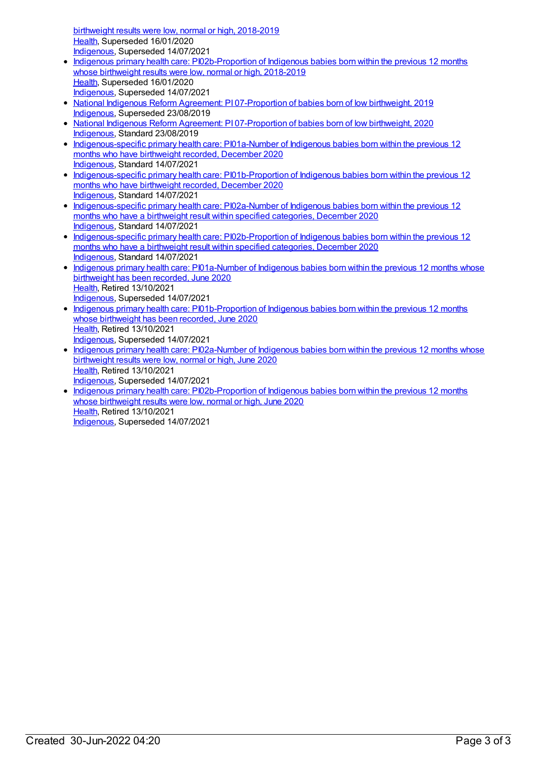birthweight results were low, normal or high, 2018-2019
Health, Superseded 16/01/2020
Indigenous, Superseded 14/07/2021

- Indigenous primary health care: PI02b-Proportion of Indigenous babies born within the previous 12 months whose birthweight results were low, normal or high, 2018-2019
Health, Superseded 16/01/2020
Indigenous, Superseded 14/07/2021
- National Indigenous Reform Agreement: PI 07-Proportion of babies born of low birthweight, 2019
Indigenous, Superseded 23/08/2019
- National Indigenous Reform Agreement: PI 07-Proportion of babies born of low birthweight, 2020
Indigenous, Standard 23/08/2019
- Indigenous-specific primary health care: PI01a-Number of Indigenous babies born within the previous 12 months who have birthweight recorded, December 2020
Indigenous, Standard 14/07/2021
- Indigenous-specific primary health care: PI01b-Proportion of Indigenous babies born within the previous 12 months who have birthweight recorded, December 2020
Indigenous, Standard 14/07/2021
- Indigenous-specific primary health care: PI02a-Number of Indigenous babies born within the previous 12 months who have a birthweight result within specified categories, December 2020
Indigenous, Standard 14/07/2021
- Indigenous-specific primary health care: PI02b-Proportion of Indigenous babies born within the previous 12 months who have a birthweight result within specified categories, December 2020
Indigenous, Standard 14/07/2021
- Indigenous primary health care: PI01a-Number of Indigenous babies born within the previous 12 months whose birthweight has been recorded, June 2020
Health, Retired 13/10/2021
Indigenous, Superseded 14/07/2021
- Indigenous primary health care: PI01b-Proportion of Indigenous babies born within the previous 12 months whose birthweight has been recorded, June 2020
Health, Retired 13/10/2021
Indigenous, Superseded 14/07/2021
- Indigenous primary health care: PI02a-Number of Indigenous babies born within the previous 12 months whose birthweight results were low, normal or high, June 2020
Health, Retired 13/10/2021
Indigenous, Superseded 14/07/2021
- Indigenous primary health care: PI02b-Proportion of Indigenous babies born within the previous 12 months whose birthweight results were low, normal or high, June 2020
Health, Retired 13/10/2021
Indigenous, Superseded 14/07/2021